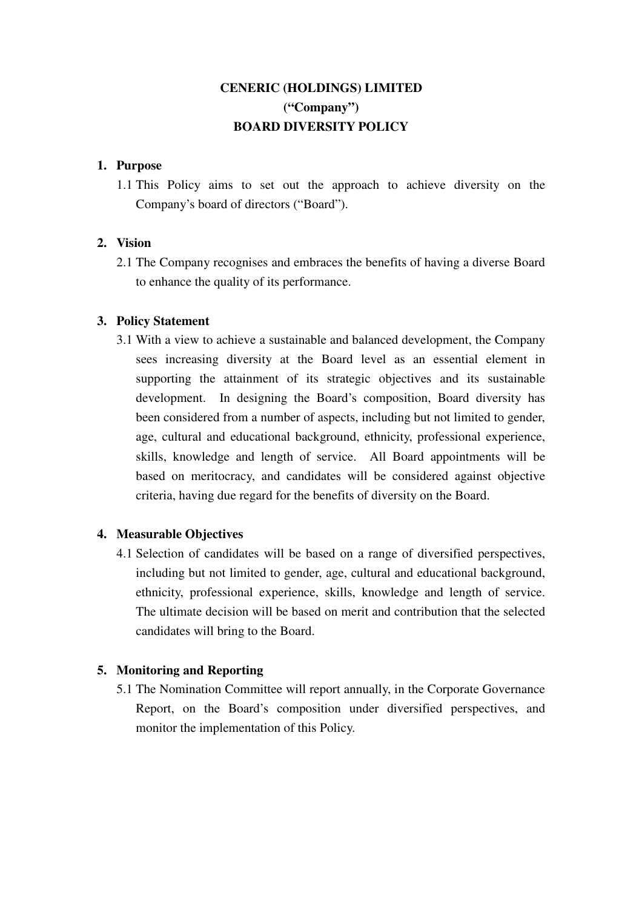# CENERIC (HOLDINGS) LIMITED

**(“Company”)**

## BOARD DIVERSITY POLICY

### 1. Purpose

1.1 This Policy aims to set out the approach to achieve diversity on the Company’s board of directors (“Board”).

### 2. Vision

2.1 The Company recognises and embraces the benefits of having a diverse Board to enhance the quality of its performance.

### 3. Policy Statement

3.1 With a view to achieve a sustainable and balanced development, the Company sees increasing diversity at the Board level as an essential element in supporting the attainment of its strategic objectives and its sustainable development. In designing the Board’s composition, Board diversity has been considered from a number of aspects, including but not limited to gender, age, cultural and educational background, ethnicity, professional experience, skills, knowledge and length of service. All Board appointments will be based on meritocracy, and candidates will be considered against objective criteria, having due regard for the benefits of diversity on the Board.

### 4. Measurable Objectives

4.1 Selection of candidates will be based on a range of diversified perspectives, including but not limited to gender, age, cultural and educational background, ethnicity, professional experience, skills, knowledge and length of service. The ultimate decision will be based on merit and contribution that the selected candidates will bring to the Board.

### 5. Monitoring and Reporting

5.1 The Nomination Committee will report annually, in the Corporate Governance Report, on the Board’s composition under diversified perspectives, and monitor the implementation of this Policy.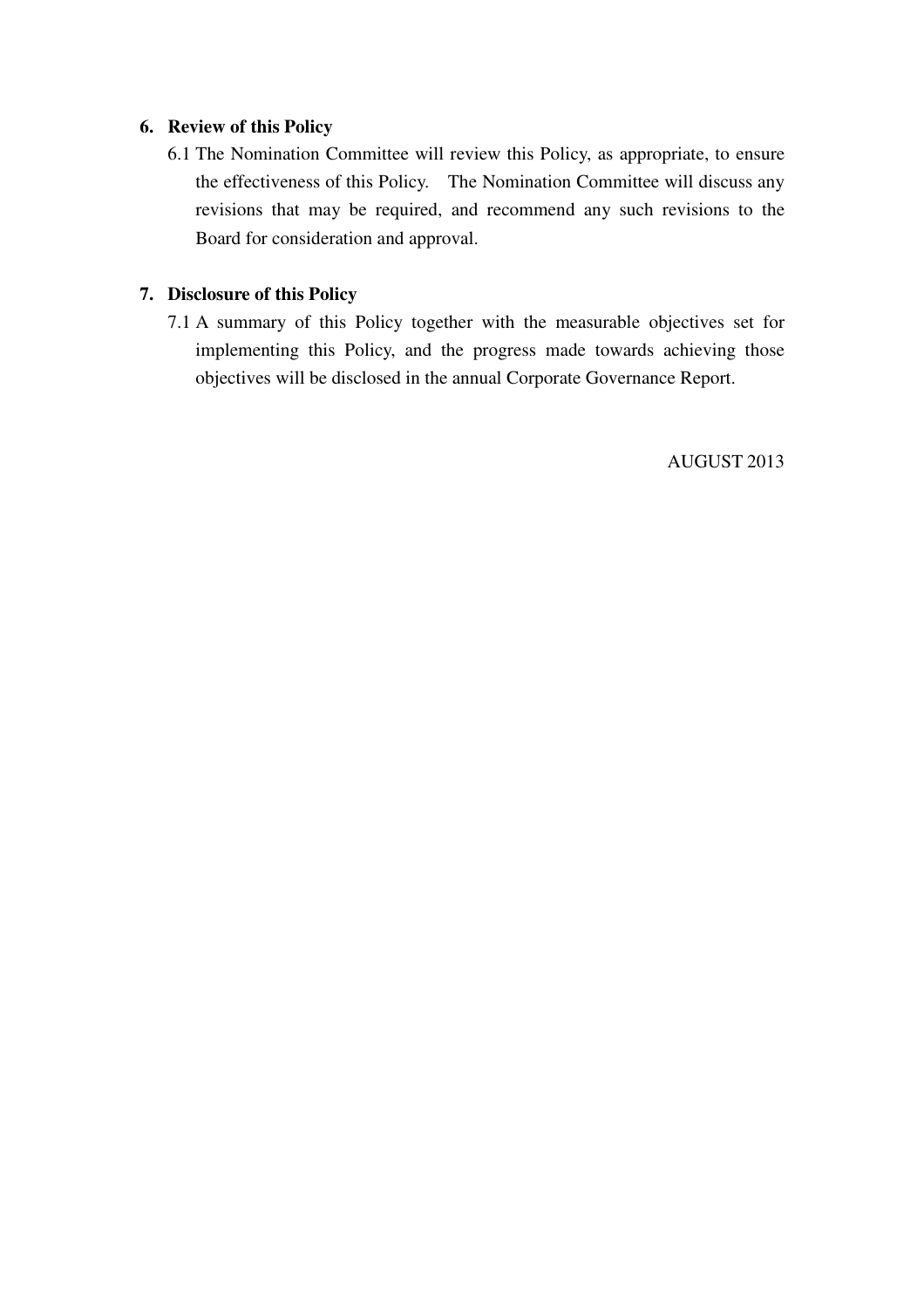## 6. Review of this Policy

6.1 The Nomination Committee will review this Policy, as appropriate, to ensure the effectiveness of this Policy. The Nomination Committee will discuss any revisions that may be required, and recommend any such revisions to the Board for consideration and approval.

## 7. Disclosure of this Policy

7.1 A summary of this Policy together with the measurable objectives set for implementing this Policy, and the progress made towards achieving those objectives will be disclosed in the annual Corporate Governance Report.

AUGUST 2013